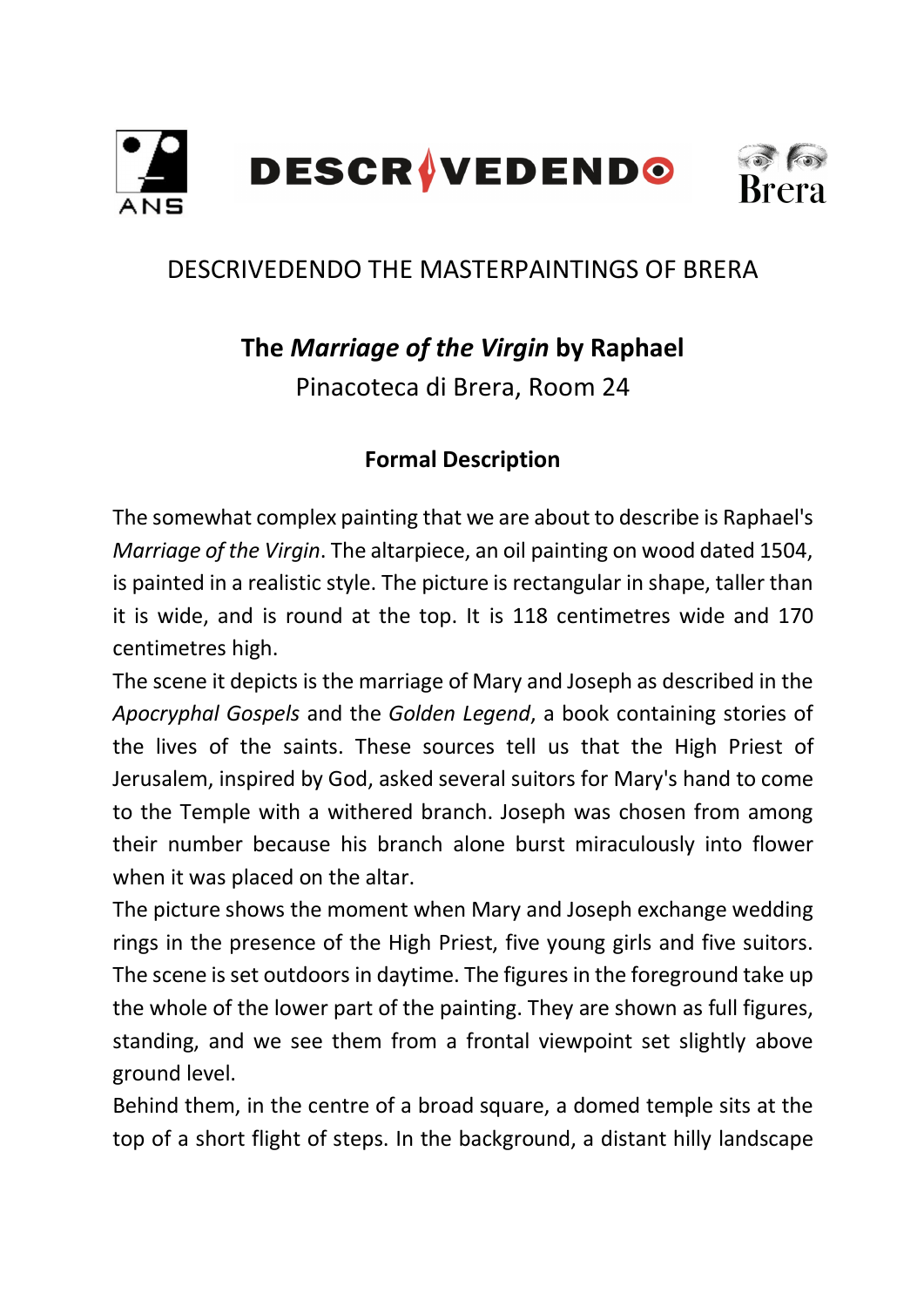DESCRIVEDENDO THE MASTERPAINTINGS OF BRERA

# The *Marriage of the Virgin* by Raphael

Pinacoteca di Brera, Room 24

## Formal Description

The somewhat complex painting that we are about to describe is Raphael's *Marriage of the Virgin*. The altarpiece, an oil painting on wood dated 1504, is painted in a realistic style. The picture is rectangular in shape, taller than it is wide, and is round at the top. It is 118 centimetres wide and 170 centimetres high.

The scene it depicts is the marriage of Mary and Joseph as described in the *Apocryphal Gospels* and the *Golden Legend*, a book containing stories of the lives of the saints. These sources tell us that the High Priest of Jerusalem, inspired by God, asked several suitors for Mary's hand to come to the Temple with a withered branch. Joseph was chosen from among their number because his branch alone burst miraculously into flower when it was placed on the altar.

The picture shows the moment when Mary and Joseph exchange wedding rings in the presence of the High Priest, five young girls and five suitors. The scene is set outdoors in daytime. The figures in the foreground take up the whole of the lower part of the painting. They are shown as full figures, standing, and we see them from a frontal viewpoint set slightly above ground level.

Behind them, in the centre of a broad square, a domed temple sits at the top of a short flight of steps. In the background, a distant hilly landscape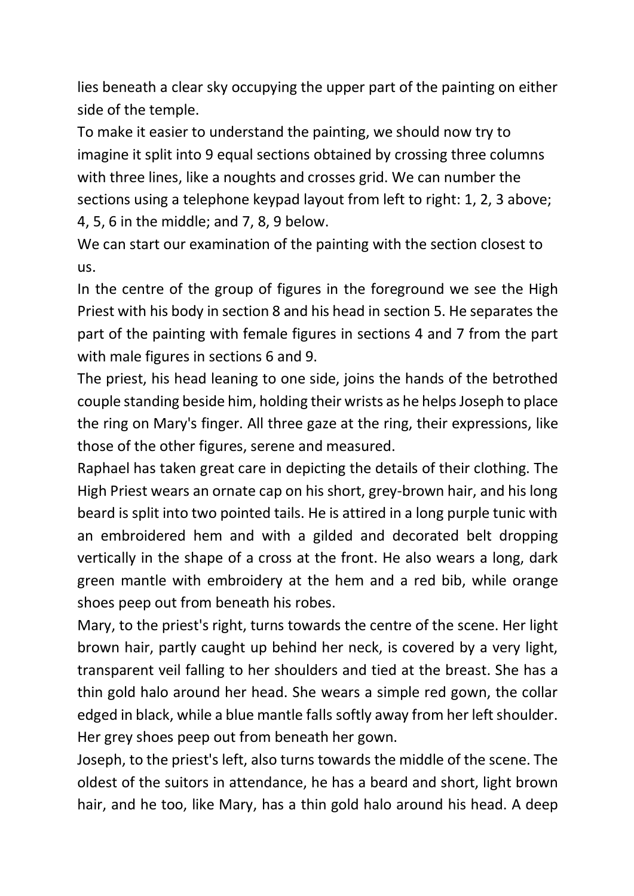lies beneath a clear sky occupying the upper part of the painting on either side of the temple.

To make it easier to understand the painting, we should now try to imagine it split into 9 equal sections obtained by crossing three columns with three lines, like a noughts and crosses grid. We can number the sections using a telephone keypad layout from left to right: 1, 2, 3 above; 4, 5, 6 in the middle; and 7, 8, 9 below.

We can start our examination of the painting with the section closest to us.

In the centre of the group of figures in the foreground we see the High Priest with his body in section 8 and his head in section 5. He separates the part of the painting with female figures in sections 4 and 7 from the part with male figures in sections 6 and 9.

The priest, his head leaning to one side, joins the hands of the betrothed couple standing beside him, holding their wrists as he helps Joseph to place the ring on Mary's finger. All three gaze at the ring, their expressions, like those of the other figures, serene and measured.

Raphael has taken great care in depicting the details of their clothing. The High Priest wears an ornate cap on his short, grey-brown hair, and his long beard is split into two pointed tails. He is attired in a long purple tunic with an embroidered hem and with a gilded and decorated belt dropping vertically in the shape of a cross at the front. He also wears a long, dark green mantle with embroidery at the hem and a red bib, while orange shoes peep out from beneath his robes.

Mary, to the priest's right, turns towards the centre of the scene. Her light brown hair, partly caught up behind her neck, is covered by a very light, transparent veil falling to her shoulders and tied at the breast. She has a thin gold halo around her head. She wears a simple red gown, the collar edged in black, while a blue mantle falls softly away from her left shoulder. Her grey shoes peep out from beneath her gown.

Joseph, to the priest's left, also turns towards the middle of the scene. The oldest of the suitors in attendance, he has a beard and short, light brown hair, and he too, like Mary, has a thin gold halo around his head. A deep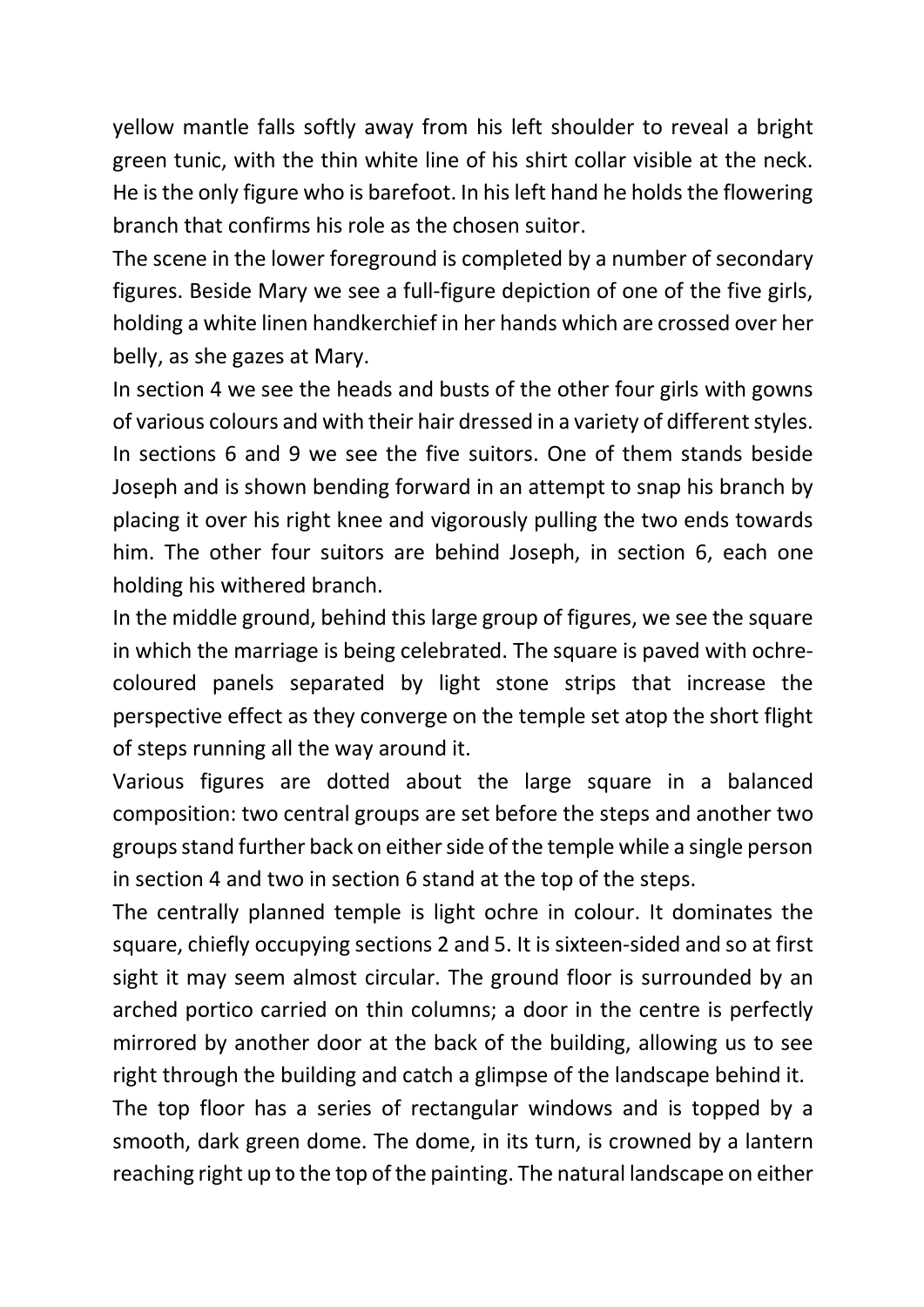yellow mantle falls softly away from his left shoulder to reveal a bright green tunic, with the thin white line of his shirt collar visible at the neck. He is the only figure who is barefoot. In his left hand he holds the flowering branch that confirms his role as the chosen suitor.

The scene in the lower foreground is completed by a number of secondary figures. Beside Mary we see a full-figure depiction of one of the five girls, holding a white linen handkerchief in her hands which are crossed over her belly, as she gazes at Mary.

In section 4 we see the heads and busts of the other four girls with gowns of various colours and with their hair dressed in a variety of different styles. In sections 6 and 9 we see the five suitors. One of them stands beside Joseph and is shown bending forward in an attempt to snap his branch by placing it over his right knee and vigorously pulling the two ends towards him. The other four suitors are behind Joseph, in section 6, each one holding his withered branch.

In the middle ground, behind this large group of figures, we see the square in which the marriage is being celebrated. The square is paved with ochre-coloured panels separated by light stone strips that increase the perspective effect as they converge on the temple set atop the short flight of steps running all the way around it.

Various figures are dotted about the large square in a balanced composition: two central groups are set before the steps and another two groups stand further back on either side of the temple while a single person in section 4 and two in section 6 stand at the top of the steps.

The centrally planned temple is light ochre in colour. It dominates the square, chiefly occupying sections 2 and 5. It is sixteen-sided and so at first sight it may seem almost circular. The ground floor is surrounded by an arched portico carried on thin columns; a door in the centre is perfectly mirrored by another door at the back of the building, allowing us to see right through the building and catch a glimpse of the landscape behind it.

The top floor has a series of rectangular windows and is topped by a smooth, dark green dome. The dome, in its turn, is crowned by a lantern reaching right up to the top of the painting. The natural landscape on either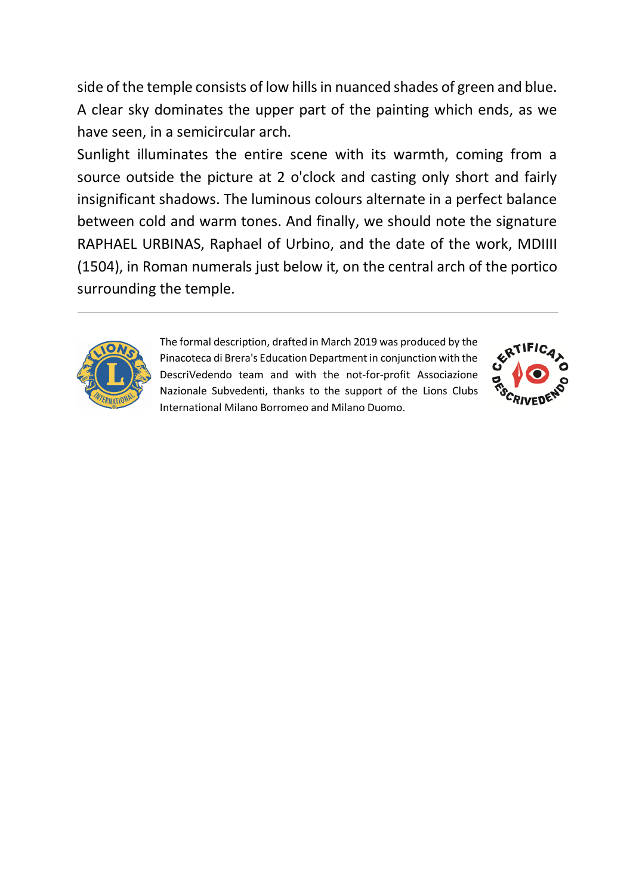side of the temple consists of low hills in nuanced shades of green and blue. A clear sky dominates the upper part of the painting which ends, as we have seen, in a semicircular arch.

Sunlight illuminates the entire scene with its warmth, coming from a source outside the picture at 2 o'clock and casting only short and fairly insignificant shadows. The luminous colours alternate in a perfect balance between cold and warm tones. And finally, we should note the signature RAPHAEL URBINAS, Raphael of Urbino, and the date of the work, MDIIII (1504), in Roman numerals just below it, on the central arch of the portico surrounding the temple.

---

The formal description, drafted in March 2019 was produced by the Pinacoteca di Brera's Education Department in conjunction with the DescriVedendo team and with the not-for-profit Associazione Nazionale Subvedenti, thanks to the support of the Lions Clubs International Milano Borromeo and Milano Duomo.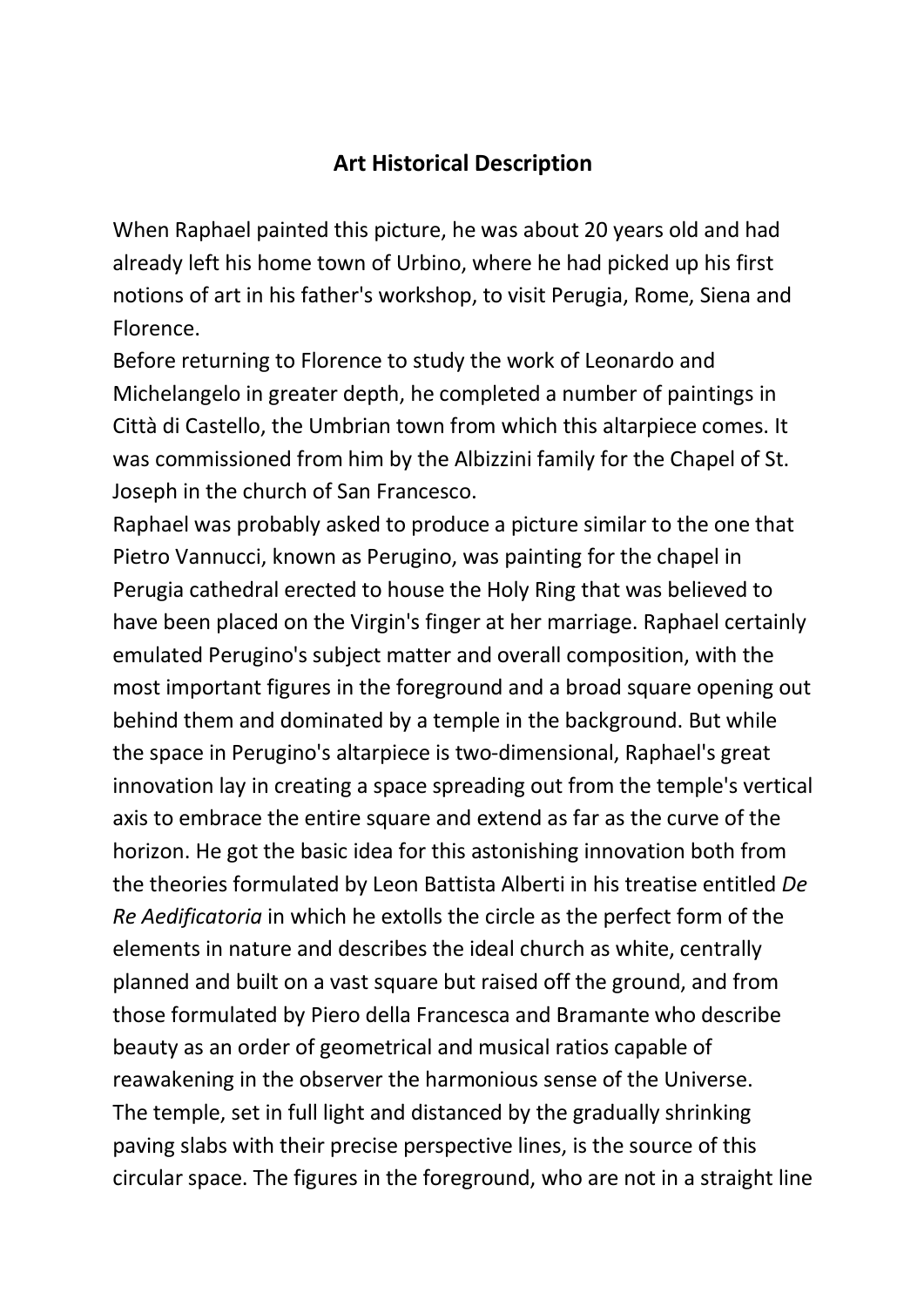## Art Historical Description

When Raphael painted this picture, he was about 20 years old and had already left his home town of Urbino, where he had picked up his first notions of art in his father's workshop, to visit Perugia, Rome, Siena and Florence.

Before returning to Florence to study the work of Leonardo and Michelangelo in greater depth, he completed a number of paintings in Città di Castello, the Umbrian town from which this altarpiece comes. It was commissioned from him by the Albizzini family for the Chapel of St. Joseph in the church of San Francesco.

Raphael was probably asked to produce a picture similar to the one that Pietro Vannucci, known as Perugino, was painting for the chapel in Perugia cathedral erected to house the Holy Ring that was believed to have been placed on the Virgin's finger at her marriage. Raphael certainly emulated Perugino's subject matter and overall composition, with the most important figures in the foreground and a broad square opening out behind them and dominated by a temple in the background. But while the space in Perugino's altarpiece is two-dimensional, Raphael's great innovation lay in creating a space spreading out from the temple's vertical axis to embrace the entire square and extend as far as the curve of the horizon. He got the basic idea for this astonishing innovation both from the theories formulated by Leon Battista Alberti in his treatise entitled *De Re Aedificatoria* in which he extolls the circle as the perfect form of the elements in nature and describes the ideal church as white, centrally planned and built on a vast square but raised off the ground, and from those formulated by Piero della Francesca and Bramante who describe beauty as an order of geometrical and musical ratios capable of reawakening in the observer the harmonious sense of the Universe.

The temple, set in full light and distanced by the gradually shrinking paving slabs with their precise perspective lines, is the source of this circular space. The figures in the foreground, who are not in a straight line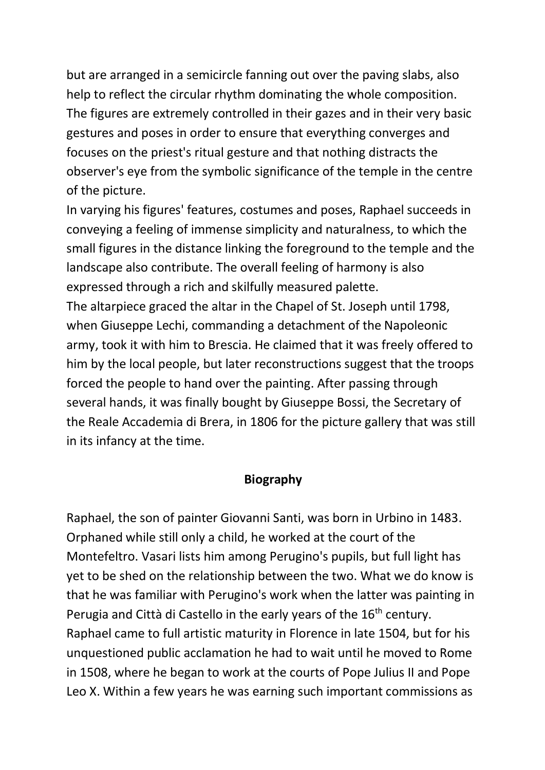but are arranged in a semicircle fanning out over the paving slabs, also help to reflect the circular rhythm dominating the whole composition. The figures are extremely controlled in their gazes and in their very basic gestures and poses in order to ensure that everything converges and focuses on the priest's ritual gesture and that nothing distracts the observer's eye from the symbolic significance of the temple in the centre of the picture.

In varying his figures' features, costumes and poses, Raphael succeeds in conveying a feeling of immense simplicity and naturalness, to which the small figures in the distance linking the foreground to the temple and the landscape also contribute. The overall feeling of harmony is also expressed through a rich and skilfully measured palette.

The altarpiece graced the altar in the Chapel of St. Joseph until 1798, when Giuseppe Lechi, commanding a detachment of the Napoleonic army, took it with him to Brescia. He claimed that it was freely offered to him by the local people, but later reconstructions suggest that the troops forced the people to hand over the painting. After passing through several hands, it was finally bought by Giuseppe Bossi, the Secretary of the Reale Accademia di Brera, in 1806 for the picture gallery that was still in its infancy at the time.

## Biography

Raphael, the son of painter Giovanni Santi, was born in Urbino in 1483. Orphaned while still only a child, he worked at the court of the Montefeltro. Vasari lists him among Perugino's pupils, but full light has yet to be shed on the relationship between the two. What we do know is that he was familiar with Perugino's work when the latter was painting in Perugia and Città di Castello in the early years of the 16th century. Raphael came to full artistic maturity in Florence in late 1504, but for his unquestioned public acclamation he had to wait until he moved to Rome in 1508, where he began to work at the courts of Pope Julius II and Pope Leo X. Within a few years he was earning such important commissions as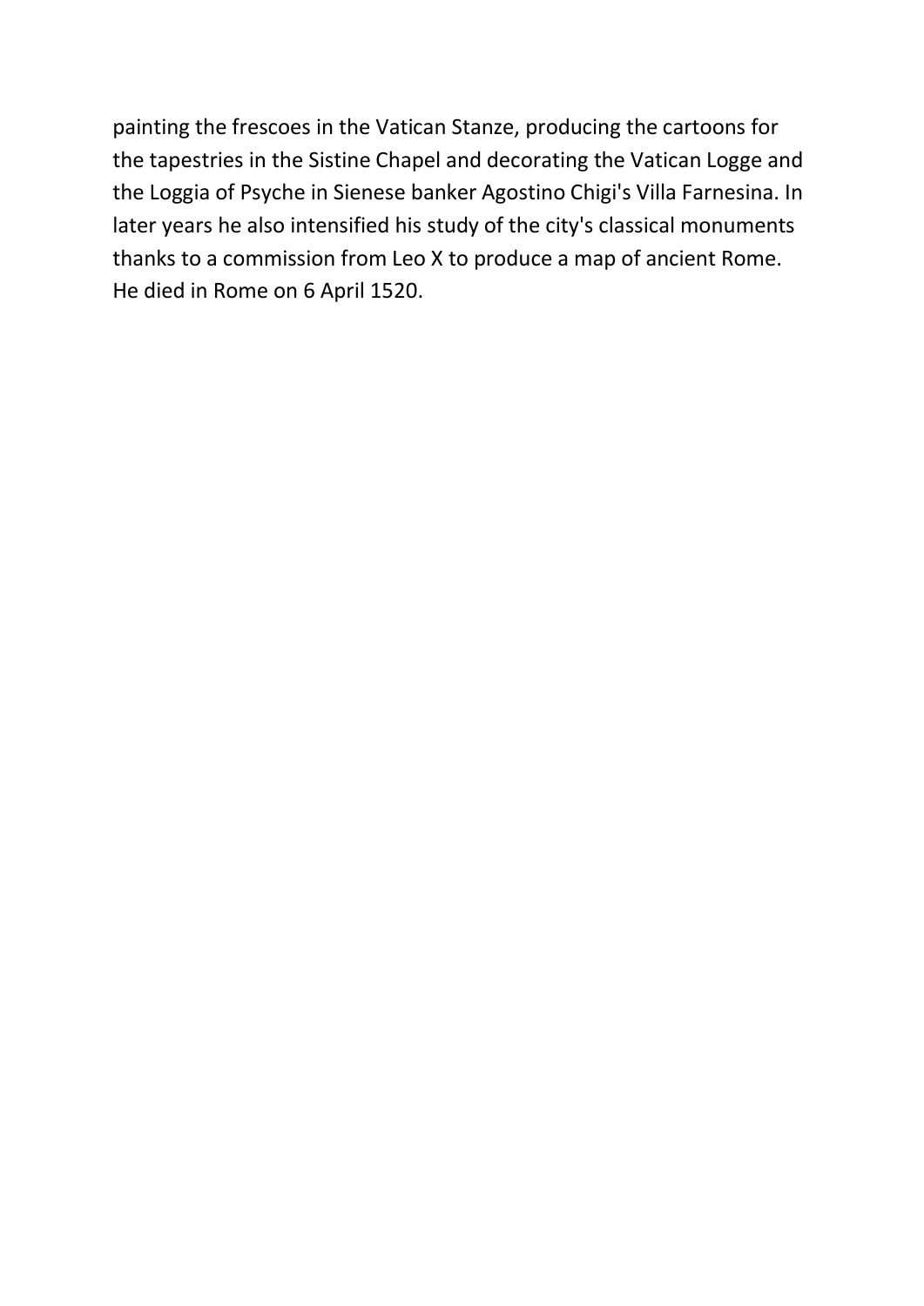painting the frescoes in the Vatican Stanze, producing the cartoons for the tapestries in the Sistine Chapel and decorating the Vatican Logge and the Loggia of Psyche in Sienese banker Agostino Chigi's Villa Farnesina. In later years he also intensified his study of the city's classical monuments thanks to a commission from Leo X to produce a map of ancient Rome. He died in Rome on 6 April 1520.